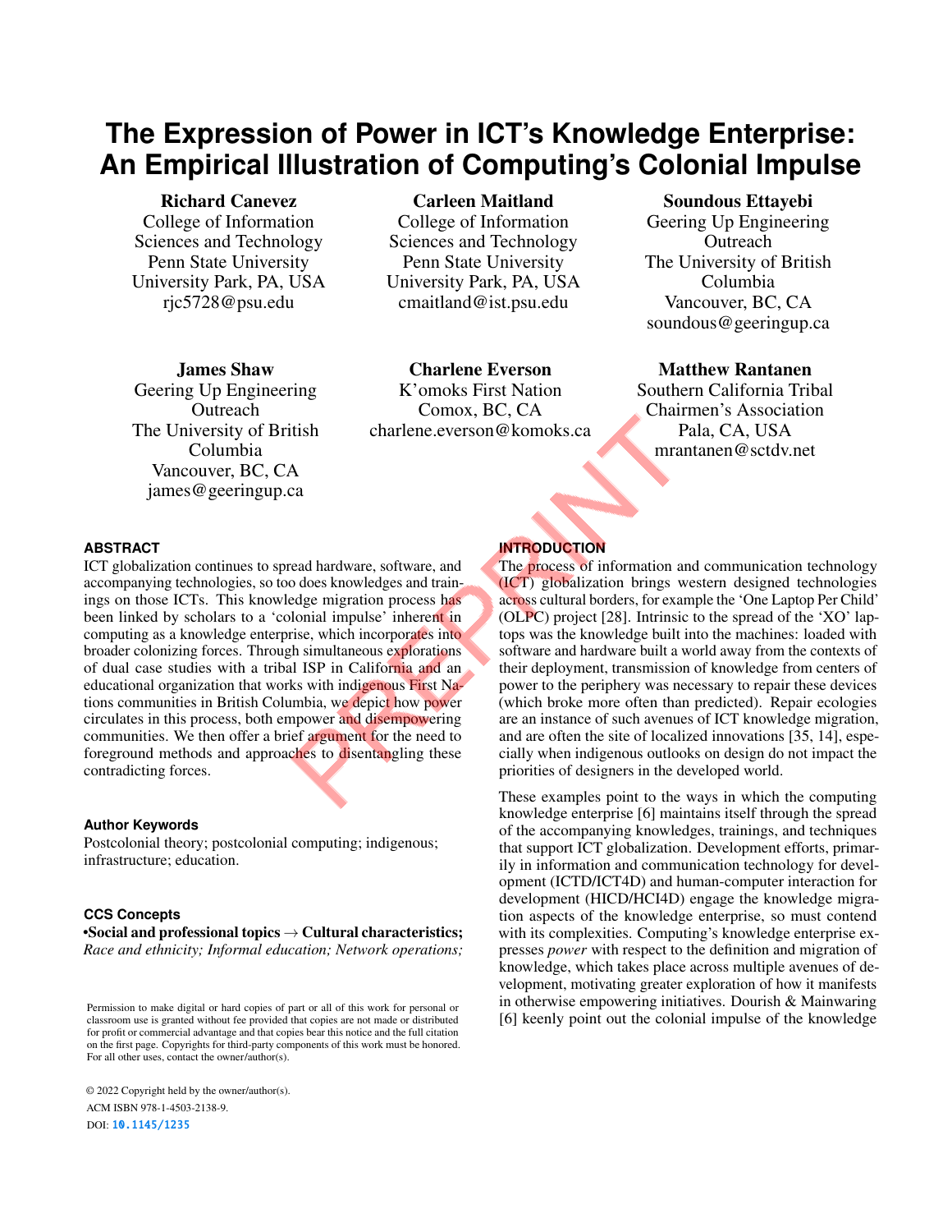# The Expression of Power in ICT's Knowledge Enterprise: An Empirical Illustration of Computing's Colonial Impulse

**Richard Canevez**
College of Information Sciences and Technology
Penn State University
University Park, PA, USA
rjc5728@psu.edu

**Carleen Maitland**
College of Information Sciences and Technology
Penn State University
University Park, PA, USA
cmaitland@ist.psu.edu

**Soundous Ettayebi**
Geering Up Engineering Outreach
The University of British Columbia
Vancouver, BC, CA
soundous@geeringup.ca

**James Shaw**
Geering Up Engineering Outreach
The University of British Columbia
Vancouver, BC, CA
james@geeringup.ca

**Charlene Everson**
K'omoks First Nation
Comox, BC, CA
charlene.everson@komoks.ca

**Matthew Rantanen**
Southern California Tribal Chairmen's Association
Pala, CA, USA
mrantanen@sctdv.net

## ABSTRACT

ICT globalization continues to spread hardware, software, and accompanying technologies, so too does knowledges and trainings on those ICTs. This knowledge migration process has been linked by scholars to a 'colonial impulse' inherent in computing as a knowledge enterprise, which incorporates into broader colonizing forces. Through simultaneous explorations of dual case studies with a tribal ISP in California and an educational organization that works with indigenous First Nations communities in British Columbia, we depict how power circulates in this process, both empower and disempowering communities. We then offer a brief argument for the need to foreground methods and approaches to disentangling these contradicting forces.

### Author Keywords

Postcolonial theory; postcolonial computing; indigenous; infrastructure; education.

### CCS Concepts

**•Social and professional topics → Cultural characteristics;** *Race and ethnicity; Informal education; Network operations;*

Permission to make digital or hard copies of part or all of this work for personal or classroom use is granted without fee provided that copies are not made or distributed for profit or commercial advantage and that copies bear this notice and the full citation on the first page. Copyrights for third-party components of this work must be honored. For all other uses, contact the owner/author(s).

© 2022 Copyright held by the owner/author(s).
ACM ISBN 978-1-4503-2138-9.
DOI: 10.1145/1235

## INTRODUCTION

The process of information and communication technology (ICT) globalization brings western designed technologies across cultural borders, for example the 'One Laptop Per Child' (OLPC) project [28]. Intrinsic to the spread of the 'XO' laptops was the knowledge built into the machines: loaded with software and hardware built a world away from the contexts of their deployment, transmission of knowledge from centers of power to the periphery was necessary to repair these devices (which broke more often than predicted). Repair ecologies are an instance of such avenues of ICT knowledge migration, and are often the site of localized innovations [35, 14], especially when indigenous outlooks on design do not impact the priorities of designers in the developed world.

These examples point to the ways in which the computing knowledge enterprise [6] maintains itself through the spread of the accompanying knowledges, trainings, and techniques that support ICT globalization. Development efforts, primarily in information and communication technology for development (ICTD/ICT4D) and human-computer interaction for development (HICD/HCI4D) engage the knowledge migration aspects of the knowledge enterprise, so must contend with its complexities. Computing's knowledge enterprise expresses *power* with respect to the definition and migration of knowledge, which takes place across multiple avenues of development, motivating greater exploration of how it manifests in otherwise empowering initiatives. Dourish & Mainwaring [6] keenly point out the colonial impulse of the knowledge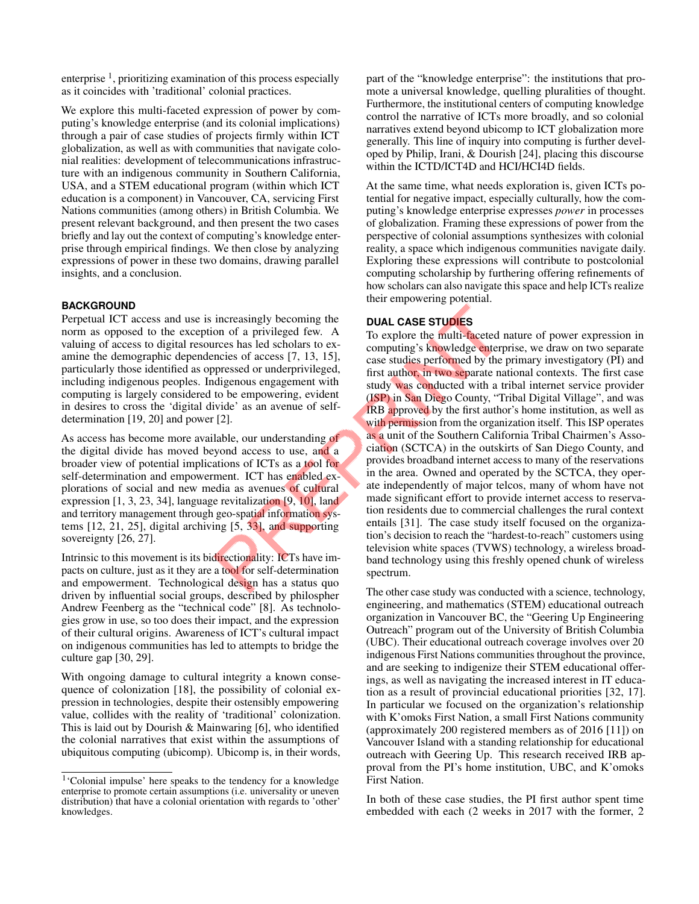enterprise [1], prioritizing examination of this process especially as it coincides with 'traditional' colonial practices.

We explore this multi-faceted expression of power by computing's knowledge enterprise (and its colonial implications) through a pair of case studies of projects firmly within ICT globalization, as well as with communities that navigate colonial realities: development of telecommunications infrastructure with an indigenous community in Southern California, USA, and a STEM educational program (within which ICT education is a component) in Vancouver, CA, servicing First Nations communities (among others) in British Columbia. We present relevant background, and then present the two cases briefly and lay out the context of computing's knowledge enterprise through empirical findings. We then close by analyzing expressions of power in these two domains, drawing parallel insights, and a conclusion.

## BACKGROUND

Perpetual ICT access and use is increasingly becoming the norm as opposed to the exception of a privileged few. A valuing of access to digital resources has led scholars to examine the demographic dependencies of access [7, 13, 15], particularly those identified as oppressed or underprivileged, including indigenous peoples. Indigenous engagement with computing is largely considered to be empowering, evident in desires to cross the 'digital divide' as an avenue of self-determination [19, 20] and power [2].

As access has become more available, our understanding of the digital divide has moved beyond access to use, and a broader view of potential implications of ICTs as a tool for self-determination and empowerment. ICT has enabled explorations of social and new media as avenues of cultural expression [1, 3, 23, 34], language revitalization [9, 10], land and territory management through geo-spatial information systems [12, 21, 25], digital archiving [5, 33], and supporting sovereignty [26, 27].

Intrinsic to this movement is its bidirectionality: ICTs have impacts on culture, just as it they are a tool for self-determination and empowerment. Technological design has a status quo driven by influential social groups, described by philospher Andrew Feenberg as the "technical code" [8]. As technologies grow in use, so too does their impact, and the expression of their cultural origins. Awareness of ICT's cultural impact on indigenous communities has led to attempts to bridge the culture gap [30, 29].

With ongoing damage to cultural integrity a known consequence of colonization [18], the possibility of colonial expression in technologies, despite their ostensibly empowering value, collides with the reality of 'traditional' colonization. This is laid out by Dourish & Mainwaring [6], who identified the colonial narratives that exist within the assumptions of ubiquitous computing (ubicomp). Ubicomp is, in their words, part of the "knowledge enterprise": the institutions that promote a universal knowledge, quelling pluralities of thought. Furthermore, the institutional centers of computing knowledge control the narrative of ICTs more broadly, and so colonial narratives extend beyond ubicomp to ICT globalization more generally. This line of inquiry into computing is further developed by Philip, Irani, & Dourish [24], placing this discourse within the ICTD/ICT4D and HCI/HCI4D fields.

At the same time, what needs exploration is, given ICTs potential for negative impact, especially culturally, how the computing's knowledge enterprise expresses *power* in processes of globalization. Framing these expressions of power from the perspective of colonial assumptions synthesizes with colonial reality, a space which indigenous communities navigate daily. Exploring these expressions will contribute to postcolonial computing scholarship by furthering offering refinements of how scholars can also navigate this space and help ICTs realize their empowering potential.

## DUAL CASE STUDIES

To explore the multi-faceted nature of power expression in computing's knowledge enterprise, we draw on two separate case studies performed by the primary investigatory (PI) and first author, in two separate national contexts. The first case study was conducted with a tribal internet service provider (ISP) in San Diego County, "Tribal Digital Village", and was IRB approved by the first author's home institution, as well as with permission from the organization itself. This ISP operates as a unit of the Southern California Tribal Chairmen's Association (SCTCA) in the outskirts of San Diego County, and provides broadband internet access to many of the reservations in the area. Owned and operated by the SCTCA, they operate independently of major telcos, many of whom have not made significant effort to provide internet access to reservation residents due to commercial challenges the rural context entails [31]. The case study itself focused on the organization's decision to reach the "hardest-to-reach" customers using television white spaces (TVWS) technology, a wireless broadband technology using this freshly opened chunk of wireless spectrum.

The other case study was conducted with a science, technology, engineering, and mathematics (STEM) educational outreach organization in Vancouver BC, the "Geering Up Engineering Outreach" program out of the University of British Columbia (UBC). Their educational outreach coverage involves over 20 indigenous First Nations communities throughout the province, and are seeking to indigenize their STEM educational offerings, as well as navigating the increased interest in IT education as a result of provincial educational priorities [32, 17]. In particular we focused on the organization's relationship with K'omoks First Nation, a small First Nations community (approximately 200 registered members as of 2016 [11]) on Vancouver Island with a standing relationship for educational outreach with Geering Up. This research received IRB approval from the PI's home institution, UBC, and K'omoks First Nation.

In both of these case studies, the PI first author spent time embedded with each (2 weeks in 2017 with the former, 2

[1] 'Colonial impulse' here speaks to the tendency for a knowledge enterprise to promote certain assumptions (i.e. universality or uneven distribution) that have a colonial orientation with regards to 'other' knowledges.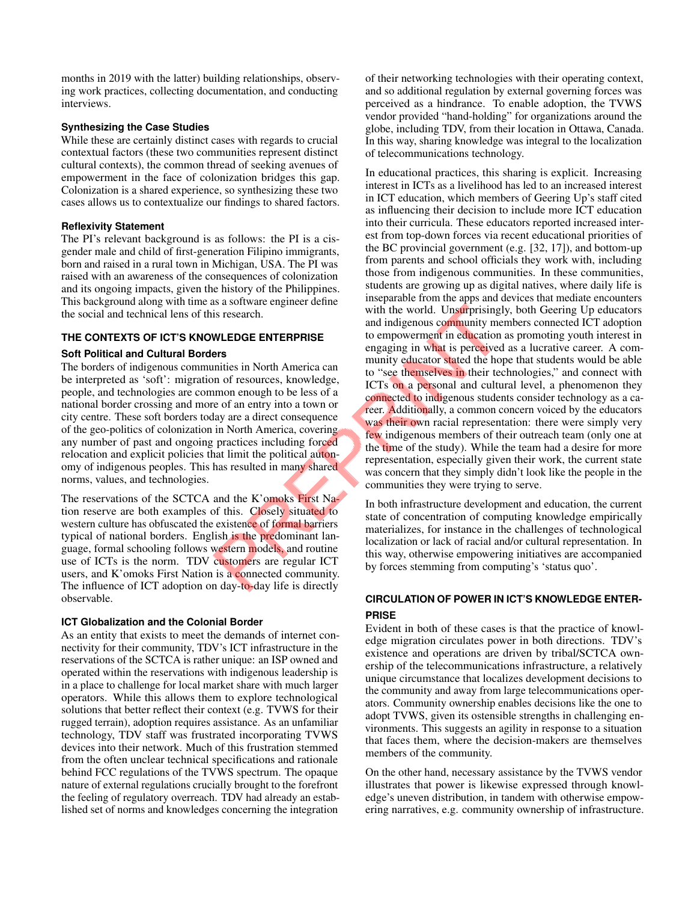months in 2019 with the latter) building relationships, observing work practices, collecting documentation, and conducting interviews.

### Synthesizing the Case Studies

While these are certainly distinct cases with regards to crucial contextual factors (these two communities represent distinct cultural contexts), the common thread of seeking avenues of empowerment in the face of colonization bridges this gap. Colonization is a shared experience, so synthesizing these two cases allows us to contextualize our findings to shared factors.

### Reflexivity Statement

The PI's relevant background is as follows: the PI is a cisgender male and child of first-generation Filipino immigrants, born and raised in a rural town in Michigan, USA. The PI was raised with an awareness of the consequences of colonization and its ongoing impacts, given the history of the Philippines. This background along with time as a software engineer define the social and technical lens of this research.

## THE CONTEXTS OF ICT'S KNOWLEDGE ENTERPRISE

### Soft Political and Cultural Borders

The borders of indigenous communities in North America can be interpreted as 'soft': migration of resources, knowledge, people, and technologies are common enough to be less of a national border crossing and more of an entry into a town or city centre. These soft borders today are a direct consequence of the geo-politics of colonization in North America, covering any number of past and ongoing practices including forced relocation and explicit policies that limit the political autonomy of indigenous peoples. This has resulted in many shared norms, values, and technologies.

The reservations of the SCTCA and the K'omoks First Nation reserve are both examples of this. Closely situated to western culture has obfuscated the existence of formal barriers typical of national borders. English is the predominant language, formal schooling follows western models, and routine use of ICTs is the norm. TDV customers are regular ICT users, and K'omoks First Nation is a connected community. The influence of ICT adoption on day-to-day life is directly observable.

### ICT Globalization and the Colonial Border

As an entity that exists to meet the demands of internet connectivity for their community, TDV's ICT infrastructure in the reservations of the SCTCA is rather unique: an ISP owned and operated within the reservations with indigenous leadership is in a place to challenge for local market share with much larger operators. While this allows them to explore technological solutions that better reflect their context (e.g. TVWS for their rugged terrain), adoption requires assistance. As an unfamiliar technology, TDV staff was frustrated incorporating TVWS devices into their network. Much of this frustration stemmed from the often unclear technical specifications and rationale behind FCC regulations of the TVWS spectrum. The opaque nature of external regulations crucially brought to the forefront the feeling of regulatory overreach. TDV had already an established set of norms and knowledges concerning the integration of their networking technologies with their operating context, and so additional regulation by external governing forces was perceived as a hindrance. To enable adoption, the TVWS vendor provided "hand-holding" for organizations around the globe, including TDV, from their location in Ottawa, Canada. In this way, sharing knowledge was integral to the localization of telecommunications technology.

In educational practices, this sharing is explicit. Increasing interest in ICTs as a livelihood has led to an increased interest in ICT education, which members of Geering Up's staff cited as influencing their decision to include more ICT education into their curricula. These educators reported increased interest from top-down forces via recent educational priorities of the BC provincial government (e.g. [32, 17]), and bottom-up from parents and school officials they work with, including those from indigenous communities. In these communities, students are growing up as digital natives, where daily life is inseparable from the apps and devices that mediate encounters with the world. Unsurprisingly, both Geering Up educators and indigenous community members connected ICT adoption to empowerment in education as promoting youth interest in engaging in what is perceived as a lucrative career. A community educator stated the hope that students would be able to "see themselves in their technologies," and connect with ICTs on a personal and cultural level, a phenomenon they connected to indigenous students consider technology as a career. Additionally, a common concern voiced by the educators was their own racial representation: there were simply very few indigenous members of their outreach team (only one at the time of the study). While the team had a desire for more representation, especially given their work, the current state was concern that they simply didn't look like the people in the communities they were trying to serve.

In both infrastructure development and education, the current state of concentration of computing knowledge empirically materializes, for instance in the challenges of technological localization or lack of racial and/or cultural representation. In this way, otherwise empowering initiatives are accompanied by forces stemming from computing's 'status quo'.

## CIRCULATION OF POWER IN ICT'S KNOWLEDGE ENTERPRISE

Evident in both of these cases is that the practice of knowledge migration circulates power in both directions. TDV's existence and operations are driven by tribal/SCTCA ownership of the telecommunications infrastructure, a relatively unique circumstance that localizes development decisions to the community and away from large telecommunications operators. Community ownership enables decisions like the one to adopt TVWS, given its ostensible strengths in challenging environments. This suggests an agility in response to a situation that faces them, where the decision-makers are themselves members of the community.

On the other hand, necessary assistance by the TVWS vendor illustrates that power is likewise expressed through knowledge's uneven distribution, in tandem with otherwise empowering narratives, e.g. community ownership of infrastructure.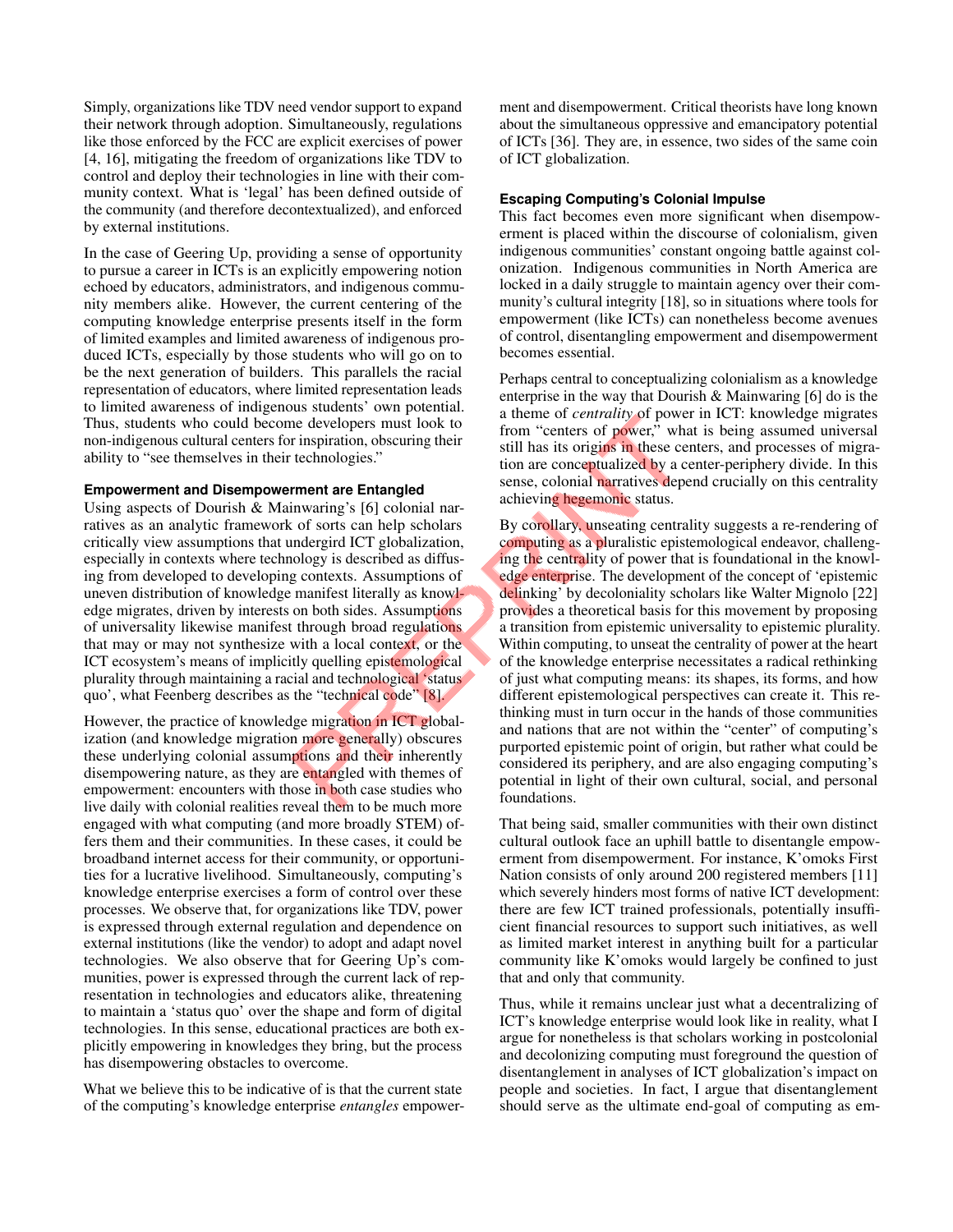Simply, organizations like TDV need vendor support to expand their network through adoption. Simultaneously, regulations like those enforced by the FCC are explicit exercises of power [4, 16], mitigating the freedom of organizations like TDV to control and deploy their technologies in line with their community context. What is 'legal' has been defined outside of the community (and therefore decontextualized), and enforced by external institutions.

In the case of Geering Up, providing a sense of opportunity to pursue a career in ICTs is an explicitly empowering notion echoed by educators, administrators, and indigenous community members alike. However, the current centering of the computing knowledge enterprise presents itself in the form of limited examples and limited awareness of indigenous produced ICTs, especially by those students who will go on to be the next generation of builders. This parallels the racial representation of educators, where limited representation leads to limited awareness of indigenous students' own potential. Thus, students who could become developers must look to non-indigenous cultural centers for inspiration, obscuring their ability to "see themselves in their technologies."

### Empowerment and Disempowerment are Entangled

Using aspects of Dourish & Mainwaring's [6] colonial narratives as an analytic framework of sorts can help scholars critically view assumptions that undergird ICT globalization, especially in contexts where technology is described as diffusing from developed to developing contexts. Assumptions of uneven distribution of knowledge manifest literally as knowledge migrates, driven by interests on both sides. Assumptions of universality likewise manifest through broad regulations that may or may not synthesize with a local context, or the ICT ecosystem's means of implicitly quelling epistemological plurality through maintaining a racial and technological 'status quo', what Feenberg describes as the "technical code" [8].

However, the practice of knowledge migration in ICT globalization (and knowledge migration more generally) obscures these underlying colonial assumptions and their inherently disempowering nature, as they are entangled with themes of empowerment: encounters with those in both case studies who live daily with colonial realities reveal them to be much more engaged with what computing (and more broadly STEM) offers them and their communities. In these cases, it could be broadband internet access for their community, or opportunities for a lucrative livelihood. Simultaneously, computing's knowledge enterprise exercises a form of control over these processes. We observe that, for organizations like TDV, power is expressed through external regulation and dependence on external institutions (like the vendor) to adopt and adapt novel technologies. We also observe that for Geering Up's communities, power is expressed through the current lack of representation in technologies and educators alike, threatening to maintain a 'status quo' over the shape and form of digital technologies. In this sense, educational practices are both explicitly empowering in knowledges they bring, but the process has disempowering obstacles to overcome.

What we believe this to be indicative of is that the current state of the computing's knowledge enterprise *entangles* empowerment and disempowerment. Critical theorists have long known about the simultaneous oppressive and emancipatory potential of ICTs [36]. They are, in essence, two sides of the same coin of ICT globalization.

### Escaping Computing's Colonial Impulse

This fact becomes even more significant when disempowerment is placed within the discourse of colonialism, given indigenous communities' constant ongoing battle against colonization. Indigenous communities in North America are locked in a daily struggle to maintain agency over their community's cultural integrity [18], so in situations where tools for empowerment (like ICTs) can nonetheless become avenues of control, disentangling empowerment and disempowerment becomes essential.

Perhaps central to conceptualizing colonialism as a knowledge enterprise in the way that Dourish & Mainwaring [6] do is the a theme of *centrality* of power in ICT: knowledge migrates from "centers of power," what is being assumed universal still has its origins in these centers, and processes of migration are conceptualized by a center-periphery divide. In this sense, colonial narratives depend crucially on this centrality achieving hegemonic status.

By corollary, unseating centrality suggests a re-rendering of computing as a pluralistic epistemological endeavor, challenging the centrality of power that is foundational in the knowledge enterprise. The development of the concept of 'epistemic delinking' by decoloniality scholars like Walter Mignolo [22] provides a theoretical basis for this movement by proposing a transition from epistemic universality to epistemic plurality. Within computing, to unseat the centrality of power at the heart of the knowledge enterprise necessitates a radical rethinking of just what computing means: its shapes, its forms, and how different epistemological perspectives can create it. This rethinking must in turn occur in the hands of those communities and nations that are not within the "center" of computing's purported epistemic point of origin, but rather what could be considered its periphery, and are also engaging computing's potential in light of their own cultural, social, and personal foundations.

That being said, smaller communities with their own distinct cultural outlook face an uphill battle to disentangle empowerment from disempowerment. For instance, K'omoks First Nation consists of only around 200 registered members [11] which severely hinders most forms of native ICT development: there are few ICT trained professionals, potentially insufficient financial resources to support such initiatives, as well as limited market interest in anything built for a particular community like K'omoks would largely be confined to just that and only that community.

Thus, while it remains unclear just what a decentralizing of ICT's knowledge enterprise would look like in reality, what I argue for nonetheless is that scholars working in postcolonial and decolonizing computing must foreground the question of disentanglement in analyses of ICT globalization's impact on people and societies. In fact, I argue that disentanglement should serve as the ultimate end-goal of computing as em-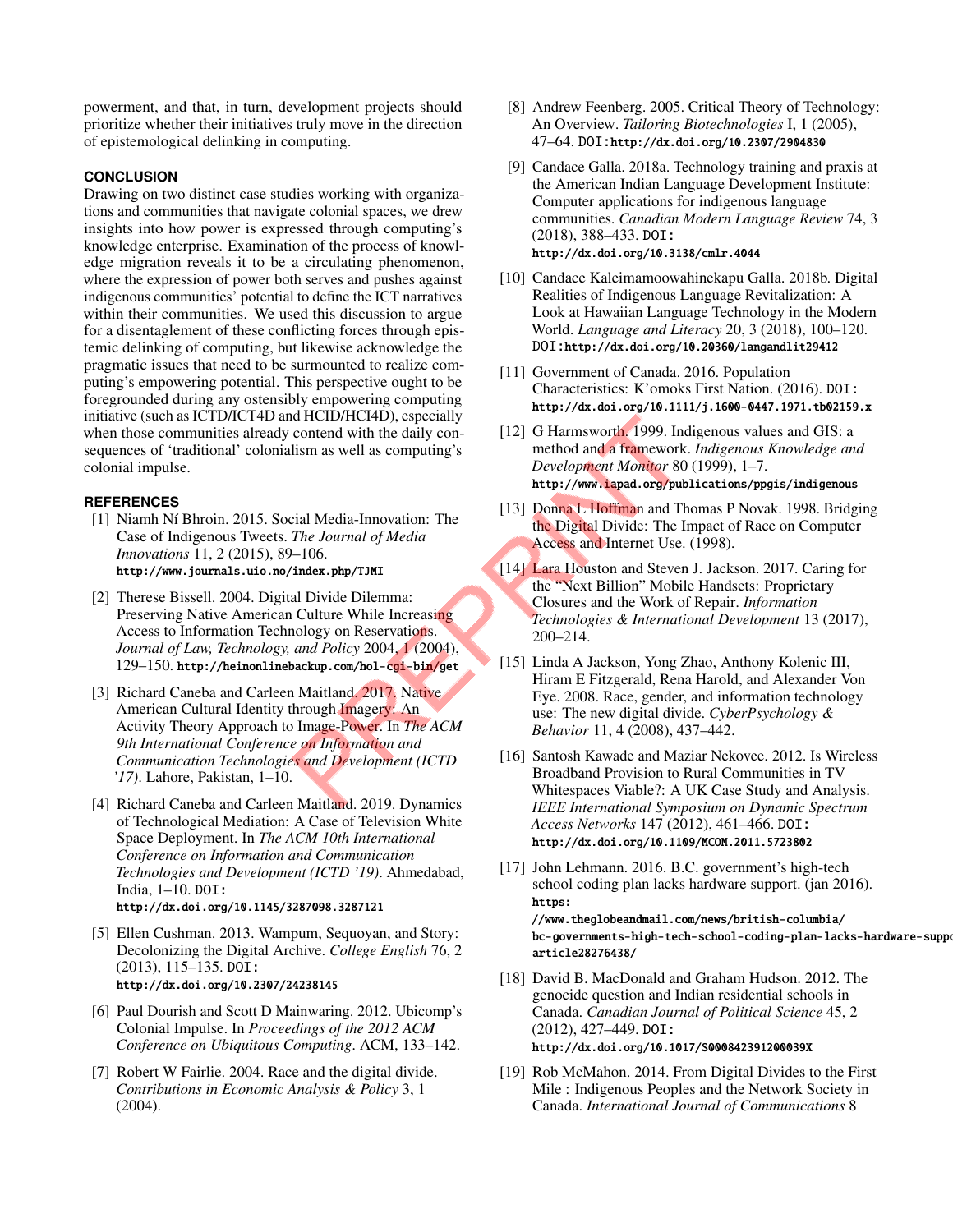powerment, and that, in turn, development projects should prioritize whether their initiatives truly move in the direction of epistemological delinking in computing.

## CONCLUSION

Drawing on two distinct case studies working with organizations and communities that navigate colonial spaces, we drew insights into how power is expressed through computing's knowledge enterprise. Examination of the process of knowledge migration reveals it to be a circulating phenomenon, where the expression of power both serves and pushes against indigenous communities' potential to define the ICT narratives within their communities. We used this discussion to argue for a disentaglement of these conflicting forces through epistemic delinking of computing, but likewise acknowledge the pragmatic issues that need to be surmounted to realize computing's empowering potential. This perspective ought to be foregrounded during any ostensibly empowering computing initiative (such as ICTD/ICT4D and HCID/HCI4D), especially when those communities already contend with the daily consequences of 'traditional' colonialism as well as computing's colonial impulse.

## REFERENCES

[1] Niamh Ní Bhroin. 2015. Social Media-Innovation: The Case of Indigenous Tweets. *The Journal of Media Innovations* 11, 2 (2015), 89–106. http://www.journals.uio.no/index.php/TJMI

[2] Therese Bissell. 2004. Digital Divide Dilemma: Preserving Native American Culture While Increasing Access to Information Technology on Reservations. *Journal of Law, Technology, and Policy* 2004, 1 (2004), 129–150. http://heinonlinebackup.com/hol-cgi-bin/get

[3] Richard Caneba and Carleen Maitland. 2017. Native American Cultural Identity through Imagery: An Activity Theory Approach to Image-Power. In *The ACM 9th International Conference on Information and Communication Technologies and Development (ICTD '17)*. Lahore, Pakistan, 1–10.

[4] Richard Caneba and Carleen Maitland. 2019. Dynamics of Technological Mediation: A Case of Television White Space Deployment. In *The ACM 10th International Conference on Information and Communication Technologies and Development (ICTD '19)*. Ahmedabad, India, 1–10. DOI: http://dx.doi.org/10.1145/3287098.3287121

[5] Ellen Cushman. 2013. Wampum, Sequoyan, and Story: Decolonizing the Digital Archive. *College English* 76, 2 (2013), 115–135. DOI: http://dx.doi.org/10.2307/24238145

[6] Paul Dourish and Scott D Mainwaring. 2012. Ubicomp's Colonial Impulse. In *Proceedings of the 2012 ACM Conference on Ubiquitous Computing*. ACM, 133–142.

[7] Robert W Fairlie. 2004. Race and the digital divide. *Contributions in Economic Analysis & Policy* 3, 1 (2004).

[8] Andrew Feenberg. 2005. Critical Theory of Technology: An Overview. *Tailoring Biotechnologies* I, 1 (2005), 47–64. DOI: http://dx.doi.org/10.2307/2904830

[9] Candace Galla. 2018a. Technology training and praxis at the American Indian Language Development Institute: Computer applications for indigenous language communities. *Canadian Modern Language Review* 74, 3 (2018), 388–433. DOI: http://dx.doi.org/10.3138/cmlr.4044

[10] Candace Kaleimamoowahinekapu Galla. 2018b. Digital Realities of Indigenous Language Revitalization: A Look at Hawaiian Language Technology in the Modern World. *Language and Literacy* 20, 3 (2018), 100–120. DOI: http://dx.doi.org/10.20360/langandlit29412

[11] Government of Canada. 2016. Population Characteristics: K'omoks First Nation. (2016). DOI: http://dx.doi.org/10.1111/j.1600-0447.1971.tb02159.x

[12] G Harmsworth. 1999. Indigenous values and GIS: a method and a framework. *Indigenous Knowledge and Development Monitor* 80 (1999), 1–7. http://www.iapad.org/publications/ppgis/indigenous

[13] Donna L Hoffman and Thomas P Novak. 1998. Bridging the Digital Divide: The Impact of Race on Computer Access and Internet Use. (1998).

[14] Lara Houston and Steven J. Jackson. 2017. Caring for the "Next Billion" Mobile Handsets: Proprietary Closures and the Work of Repair. *Information Technologies & International Development* 13 (2017), 200–214.

[15] Linda A Jackson, Yong Zhao, Anthony Kolenic III, Hiram E Fitzgerald, Rena Harold, and Alexander Von Eye. 2008. Race, gender, and information technology use: The new digital divide. *CyberPsychology & Behavior* 11, 4 (2008), 437–442.

[16] Santosh Kawade and Maziar Nekovee. 2012. Is Wireless Broadband Provision to Rural Communities in TV Whitespaces Viable?: A UK Case Study and Analysis. *IEEE International Symposium on Dynamic Spectrum Access Networks* 147 (2012), 461–466. DOI: http://dx.doi.org/10.1109/MCOM.2011.5723802

[17] John Lehmann. 2016. B.C. government's high-tech school coding plan lacks hardware support. (jan 2016). https://www.theglobeandmail.com/news/british-columbia/bc-governments-high-tech-school-coding-plan-lacks-hardware-support/article28276438/

[18] David B. MacDonald and Graham Hudson. 2012. The genocide question and Indian residential schools in Canada. *Canadian Journal of Political Science* 45, 2 (2012), 427–449. DOI: http://dx.doi.org/10.1017/S000842391200039X

[19] Rob McMahon. 2014. From Digital Divides to the First Mile : Indigenous Peoples and the Network Society in Canada. *International Journal of Communications* 8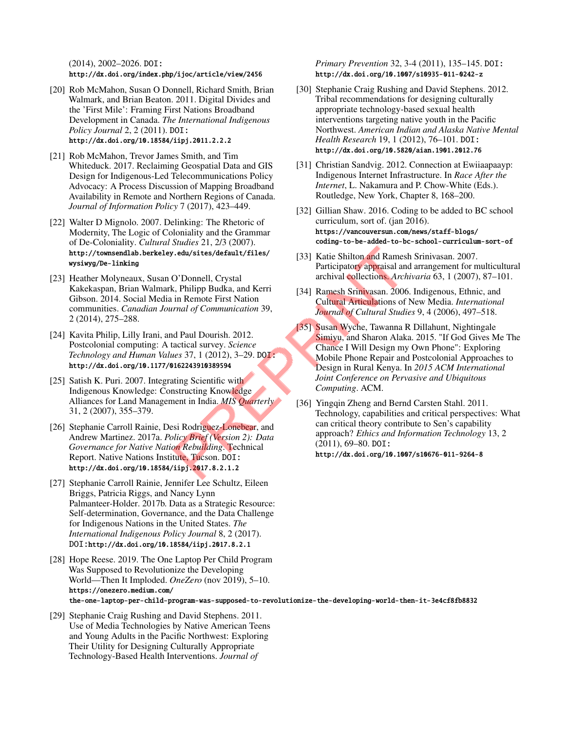(2014), 2002–2026. DOI: http://dx.doi.org/index.php/ijoc/article/view/2456

[20] Rob McMahon, Susan O Donnell, Richard Smith, Brian Walmark, and Brian Beaton. 2011. Digital Divides and the 'First Mile': Framing First Nations Broadband Development in Canada. *The International Indigenous Policy Journal* 2, 2 (2011). DOI: http://dx.doi.org/10.18584/iipj.2011.2.2.2

[21] Rob McMahon, Trevor James Smith, and Tim Whiteduck. 2017. Reclaiming Geospatial Data and GIS Design for Indigenous-Led Telecommunications Policy Advocacy: A Process Discussion of Mapping Broadband Availability in Remote and Northern Regions of Canada. *Journal of Information Policy* 7 (2017), 423–449.

[22] Walter D Mignolo. 2007. Delinking: The Rhetoric of Modernity, The Logic of Coloniality and the Grammar of De-Coloniality. *Cultural Studies* 21, 2/3 (2007). http://townsendlab.berkeley.edu/sites/default/files/wysiwyg/De-linking

[23] Heather Molyneaux, Susan O'Donnell, Crystal Kakekaspan, Brian Walmark, Philipp Budka, and Kerri Gibson. 2014. Social Media in Remote First Nation communities. *Canadian Journal of Communication* 39, 2 (2014), 275–288.

[24] Kavita Philip, Lilly Irani, and Paul Dourish. 2012. Postcolonial computing: A tactical survey. *Science Technology and Human Values* 37, 1 (2012), 3–29. DOI: http://dx.doi.org/10.1177/0162243910389594

[25] Satish K. Puri. 2007. Integrating Scientific with Indigenous Knowledge: Constructing Knowledge Alliances for Land Management in India. *MIS Quarterly* 31, 2 (2007), 355–379.

[26] Stephanie Carroll Rainie, Desi Rodriguez-Lonebear, and Andrew Martinez. 2017a. *Policy Brief (Version 2): Data Governance for Native Nation Rebuilding*. Technical Report. Native Nations Institute, Tucson. DOI: http://dx.doi.org/10.18584/iipj.2017.8.2.1.2

[27] Stephanie Carroll Rainie, Jennifer Lee Schultz, Eileen Briggs, Patricia Riggs, and Nancy Lynn Palmanteer-Holder. 2017b. Data as a Strategic Resource: Self-determination, Governance, and the Data Challenge for Indigenous Nations in the United States. *The International Indigenous Policy Journal* 8, 2 (2017). DOI: http://dx.doi.org/10.18584/iipj.2017.8.2.1

[28] Hope Reese. 2019. The One Laptop Per Child Program Was Supposed to Revolutionize the Developing World—Then It Imploded. *OneZero* (nov 2019), 5–10. https://onezero.medium.com/the-one-laptop-per-child-program-was-supposed-to-revolutionize-the-developing-world-then-it-3e4cf8fb8832

[29] Stephanie Craig Rushing and David Stephens. 2011. Use of Media Technologies by Native American Teens and Young Adults in the Pacific Northwest: Exploring Their Utility for Designing Culturally Appropriate Technology-Based Health Interventions. *Journal of Primary Prevention* 32, 3-4 (2011), 135–145. DOI: http://dx.doi.org/10.1007/s10935-011-0242-z

[30] Stephanie Craig Rushing and David Stephens. 2012. Tribal recommendations for designing culturally appropriate technology-based sexual health interventions targeting native youth in the Pacific Northwest. *American Indian and Alaska Native Mental Health Research* 19, 1 (2012), 76–101. DOI: http://dx.doi.org/10.5820/aian.1901.2012.76

[31] Christian Sandvig. 2012. Connection at Ewiiaapaayp: Indigenous Internet Infrastructure. In *Race After the Internet*, L. Nakamura and P. Chow-White (Eds.). Routledge, New York, Chapter 8, 168–200.

[32] Gillian Shaw. 2016. Coding to be added to BC school curriculum, sort of. (jan 2016). https://vancouversun.com/news/staff-blogs/coding-to-be-added-to-bc-school-curriculum-sort-of

[33] Katie Shilton and Ramesh Srinivasan. 2007. Participatory appraisal and arrangement for multicultural archival collections. *Archivaria* 63, 1 (2007), 87–101.

[34] Ramesh Srinivasan. 2006. Indigenous, Ethnic, and Cultural Articulations of New Media. *International Journal of Cultural Studies* 9, 4 (2006), 497–518.

[35] Susan Wyche, Tawanna R Dillahunt, Nightingale Simiyu, and Sharon Alaka. 2015. "If God Gives Me The Chance I Will Design my Own Phone": Exploring Mobile Phone Repair and Postcolonial Approaches to Design in Rural Kenya. In *2015 ACM International Joint Conference on Pervasive and Ubiquitous Computing*. ACM.

[36] Yingqin Zheng and Bernd Carsten Stahl. 2011. Technology, capabilities and critical perspectives: What can critical theory contribute to Sen's capability approach? *Ethics and Information Technology* 13, 2 (2011), 69–80. DOI: http://dx.doi.org/10.1007/s10676-011-9264-8